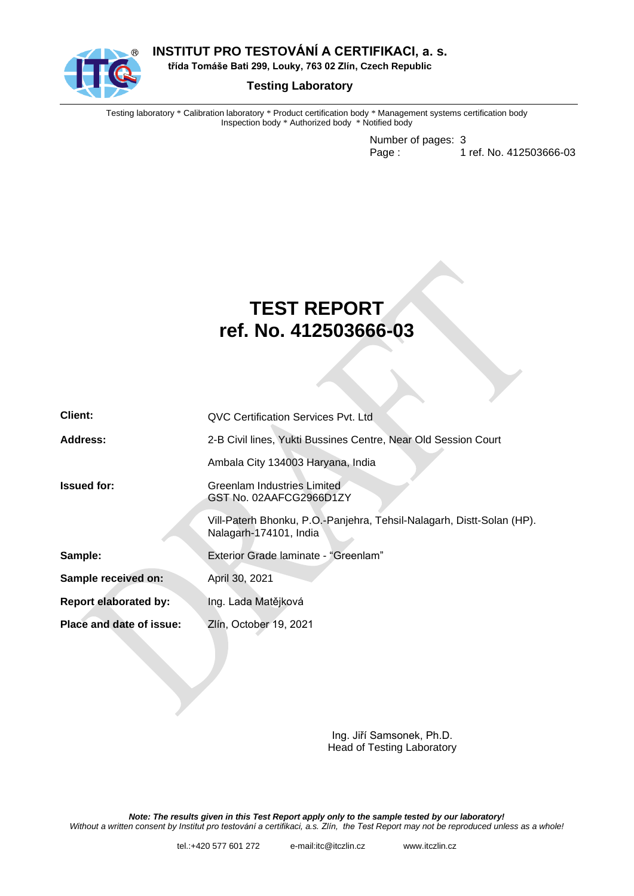**INSTITUT PRO TESTOVÁNÍ A CERTIFIKACI, a. s.**
**třída Tomáše Bati 299, Louky, 763 02 Zlín, Czech Republic**

**Testing Laboratory**

Testing laboratory * Calibration laboratory * Product certification body * Management systems certification body
Inspection body * Authorized body * Notified body

Number of pages: 3
Page : 1 ref. No. 412503666-03

# TEST REPORT
# ref. No. 412503666-03

| | |
|---|---|
| **Client:** | QVC Certification Services Pvt. Ltd |
| **Address:** | 2-B Civil lines, Yukti Bussines Centre, Near Old Session Court |
| | Ambala City 134003 Haryana, India |
| **Issued for:** | Greenlam Industries Limited<br>GST No. 02AAFCG2966D1ZY |
| | Vill-Paterh Bhonku, P.O.-Panjehra, Tehsil-Nalagarh, Distt-Solan (HP). Nalagarh-174101, India |
| **Sample:** | Exterior Grade laminate - "Greenlam" |
| **Sample received on:** | April 30, 2021 |
| **Report elaborated by:** | Ing. Lada Matějková |
| **Place and date of issue:** | Zlín, October 19, 2021 |

Ing. Jiří Samsonek, Ph.D.
Head of Testing Laboratory

***Note: The results given in this Test Report apply only to the sample tested by our laboratory!***
*Without a written consent by Institut pro testování a certifikaci, a.s. Zlín, the Test Report may not be reproduced unless as a whole!*

tel.:+420 577 601 272  e-mail:itc@itczlin.cz  www.itczlin.cz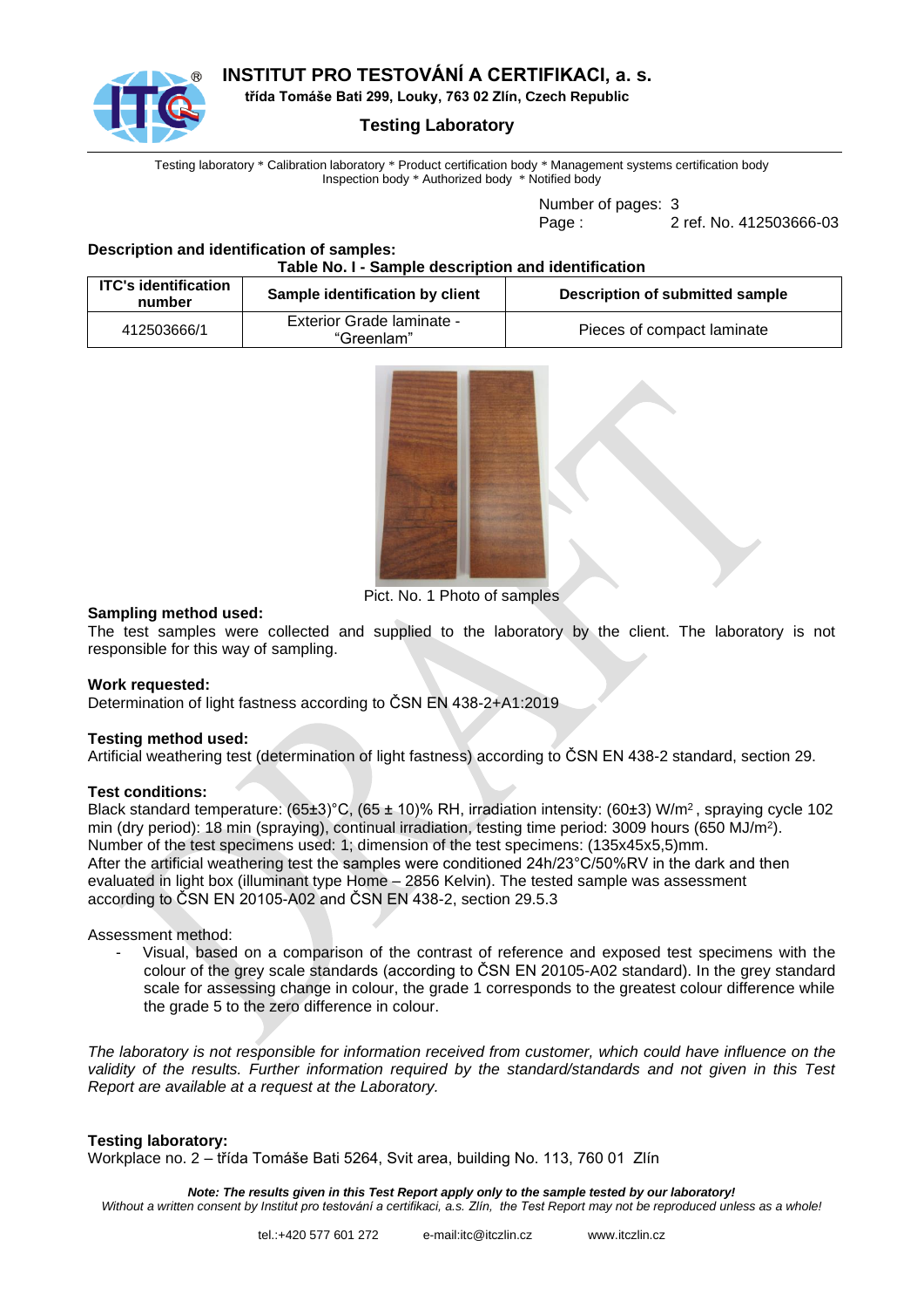**Description and identification of samples:**

**Table No. I - Sample description and identification**

| ITC's identification number | Sample identification by client | Description of submitted sample |
|---|---|---|
| 412503666/1 | Exterior Grade laminate - "Greenlam" | Pieces of compact laminate |

Pict. No. 1 Photo of samples

**Sampling method used:**
The test samples were collected and supplied to the laboratory by the client. The laboratory is not responsible for this way of sampling.

**Work requested:**
Determination of light fastness according to ČSN EN 438-2+A1:2019

**Testing method used:**
Artificial weathering test (determination of light fastness) according to ČSN EN 438-2 standard, section 29.

**Test conditions:**
Black standard temperature: (65±3)°C, (65 ± 10)% RH, irradiation intensity: (60±3) W/m$^2$ , spraying cycle 102 min (dry period): 18 min (spraying), continual irradiation, testing time period: 3009 hours (650 MJ/m$^2$).
Number of the test specimens used: 1; dimension of the test specimens: (135x45x5,5)mm.
After the artificial weathering test the samples were conditioned 24h/23°C/50%RV in the dark and then evaluated in light box (illuminant type Home – 2856 Kelvin). The tested sample was assessment according to ČSN EN 20105-A02 and ČSN EN 438-2, section 29.5.3

Assessment method:

- Visual, based on a comparison of the contrast of reference and exposed test specimens with the colour of the grey scale standards (according to ČSN EN 20105-A02 standard). In the grey standard scale for assessing change in colour, the grade 1 corresponds to the greatest colour difference while the grade 5 to the zero difference in colour.

*The laboratory is not responsible for information received from customer, which could have influence on the validity of the results. Further information required by the standard/standards and not given in this Test Report are available at a request at the Laboratory.*

**Testing laboratory:**
Workplace no. 2 – třída Tomáše Bati 5264, Svit area, building No. 113, 760 01 Zlín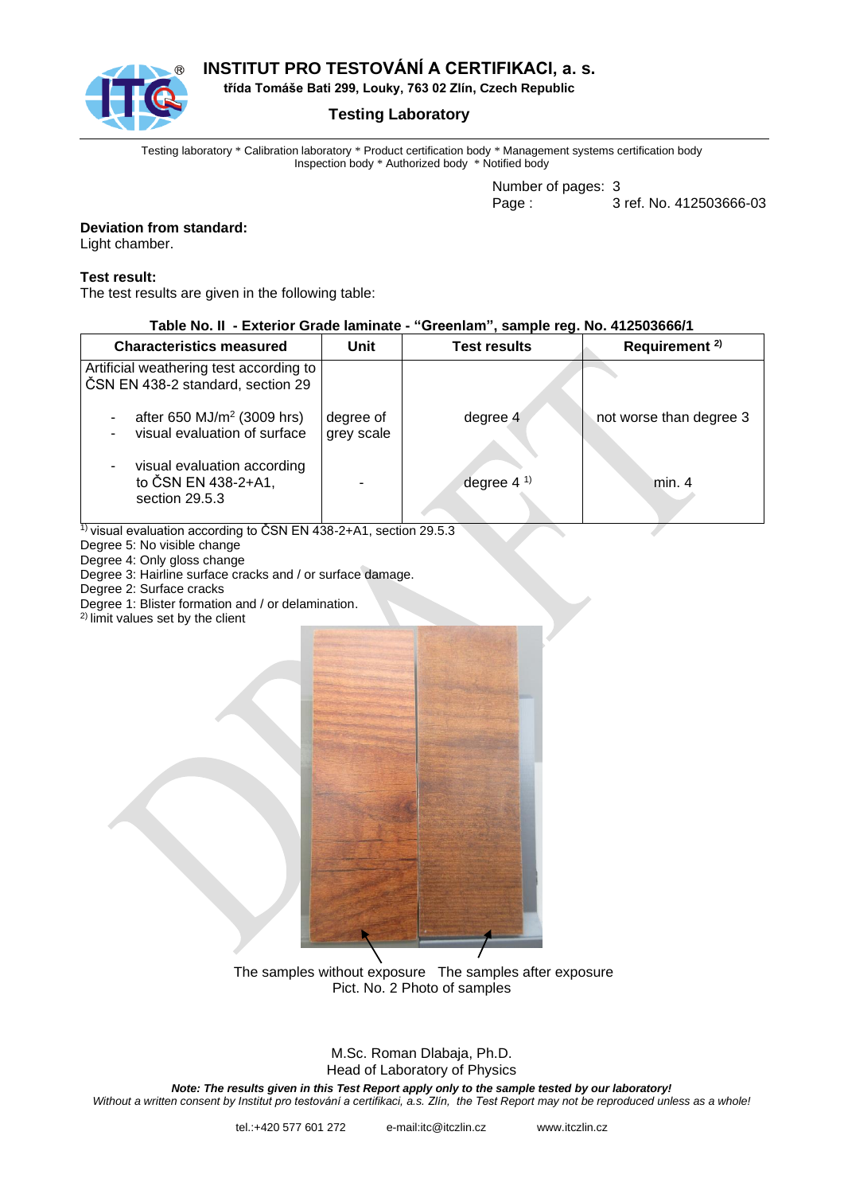# INSTITUT PRO TESTOVÁNÍ A CERTIFIKACI, a. s.

**třída Tomáše Bati 299, Louky, 763 02 Zlín, Czech Republic**

**Testing Laboratory**

Testing laboratory * Calibration laboratory * Product certification body * Management systems certification body
Inspection body * Authorized body * Notified body

Number of pages: 3
Page : 3 ref. No. 412503666-03

**Deviation from standard:**
Light chamber.

**Test result:**
The test results are given in the following table:

**Table No. II - Exterior Grade laminate - "Greenlam", sample reg. No. 412503666/1**

| Characteristics measured | Unit | Test results | Requirement [2] |
|---|---|---|---|
| Artificial weathering test according to ČSN EN 438-2 standard, section 29 | | | |
| - after 650 MJ/m² (3009 hrs)<br>- visual evaluation of surface | degree of grey scale | degree 4 | not worse than degree 3 |
| - visual evaluation according to ČSN EN 438-2+A1, section 29.5.3 | - | degree 4 [1] | min. 4 |

[1] visual evaluation according to ČSN EN 438-2+A1, section 29.5.3
Degree 5: No visible change
Degree 4: Only gloss change
Degree 3: Hairline surface cracks and / or surface damage.
Degree 2: Surface cracks
Degree 1: Blister formation and / or delamination.
[2] limit values set by the client

The samples without exposure The samples after exposure
Pict. No. 2 Photo of samples

M.Sc. Roman Dlabaja, Ph.D.
Head of Laboratory of Physics

***Note: The results given in this Test Report apply only to the sample tested by our laboratory!***
*Without a written consent by Institut pro testování a certifikaci, a.s. Zlín, the Test Report may not be reproduced unless as a whole!*

tel.:+420 577 601 272 e-mail:itc@itczlin.cz www.itczlin.cz